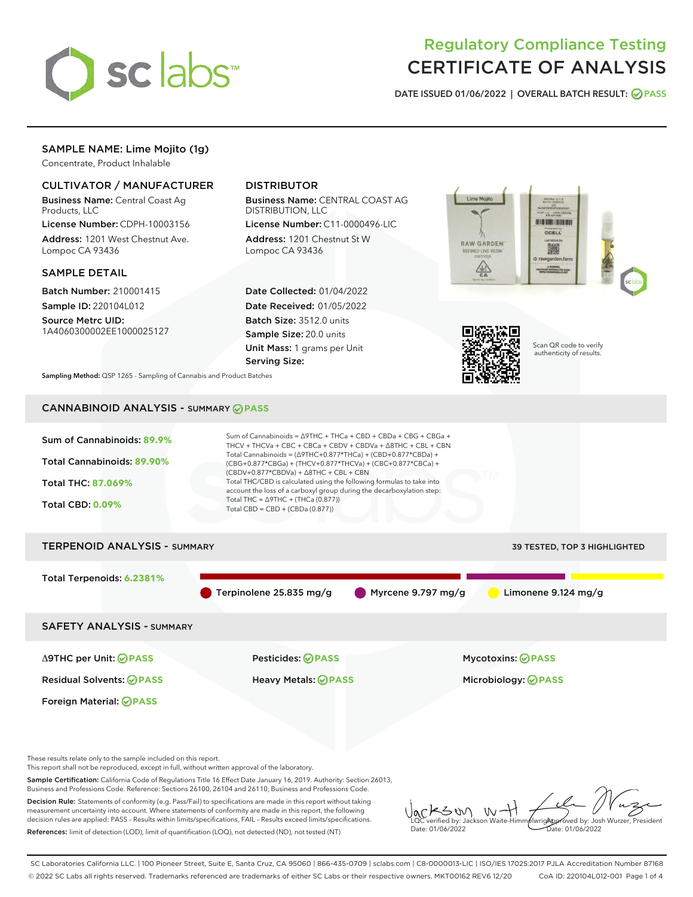# Regulatory Compliance Testing
# CERTIFICATE OF ANALYSIS

DATE ISSUED 01/06/2022 | OVERALL BATCH RESULT: PASS

## SAMPLE NAME: Lime Mojito (1g)

Concentrate, Product Inhalable

### CULTIVATOR / MANUFACTURER

**Business Name:** Central Coast Ag Products, LLC
**License Number:** CDPH-10003156
**Address:** 1201 West Chestnut Ave. Lompoc CA 93436

### DISTRIBUTOR

**Business Name:** CENTRAL COAST AG DISTRIBUTION, LLC
**License Number:** C11-0000496-LIC
**Address:** 1201 Chestnut St W Lompoc CA 93436

### SAMPLE DETAIL

**Batch Number:** 210001415
**Sample ID:** 220104L012
**Source Metrc UID:** 1A4060300002EE1000025127

**Date Collected:** 01/04/2022
**Date Received:** 01/05/2022
**Batch Size:** 3512.0 units
**Sample Size:** 20.0 units
**Unit Mass:** 1 grams per Unit
**Serving Size:**

Scan QR code to verify authenticity of results.

**Sampling Method:** QSP 1265 - Sampling of Cannabis and Product Batches

## CANNABINOID ANALYSIS - SUMMARY PASS

**Sum of Cannabinoids:** 89.9%
**Total Cannabinoids:** 89.90%
**Total THC:** 87.069%
**Total CBD:** 0.09%

Sum of Cannabinoids = Δ9THC + THCa + CBD + CBDa + CBG + CBGa + THCV + THCVa + CBC + CBCa + CBDV + CBDVa + Δ8THC + CBL + CBN
Total Cannabinoids = (Δ9THC+0.877*THCa) + (CBD+0.877*CBDa) + (CBG+0.877*CBGa) + (THCV+0.877*THCVa) + (CBC+0.877*CBCa) + (CBDV+0.877*CBDVa) + Δ8THC + CBL + CBN
Total THC/CBD is calculated using the following formulas to take into account the loss of a carboxyl group during the decarboxylation step:
Total THC = Δ9THC + (THCa (0.877))
Total CBD = CBD + (CBDa (0.877))

## TERPENOID ANALYSIS - SUMMARY

39 TESTED, TOP 3 HIGHLIGHTED

**Total Terpenoids:** 6.2381%

Terpinolene 25.835 mg/g | Myrcene 9.797 mg/g | Limonene 9.124 mg/g

## SAFETY ANALYSIS - SUMMARY

| | | |
|---|---|---|
| Δ9THC per Unit: PASS | Pesticides: PASS | Mycotoxins: PASS |
| Residual Solvents: PASS | Heavy Metals: PASS | Microbiology: PASS |
| Foreign Material: PASS | | |

These results relate only to the sample included on this report.
This report shall not be reproduced, except in full, without written approval of the laboratory.

**Sample Certification:** California Code of Regulations Title 16 Effect Date January 16, 2019. Authority: Section 26013, Business and Professions Code. Reference: Sections 26100, 26104 and 26110, Business and Professions Code.

**Decision Rule:** Statements of conformity (e.g. Pass/Fail) to specifications are made in this report without taking measurement uncertainty into account. Where statements of conformity are made in this report, the following decision rules are applied: PASS - Results within limits/specifications, FAIL - Results exceed limits/specifications.

**References:** limit of detection (LOD), limit of quantification (LOQ), not detected (ND), not tested (NT)

LQC verified by: Jackson Waite-Himmelwright
Date: 01/06/2022

Approved by: Josh Wurzer, President
Date: 01/06/2022

SC Laboratories California LLC. | 100 Pioneer Street, Suite E, Santa Cruz, CA 95060 | 866-435-0709 | sclabs.com | C8-0000013-LIC | ISO/IES 17025:2017 PJLA Accreditation Number 87168
© 2022 SC Labs all rights reserved. Trademarks referenced are trademarks of either SC Labs or their respective owners. MKT00162 REV6 12/20 CoA ID: 220104L012-001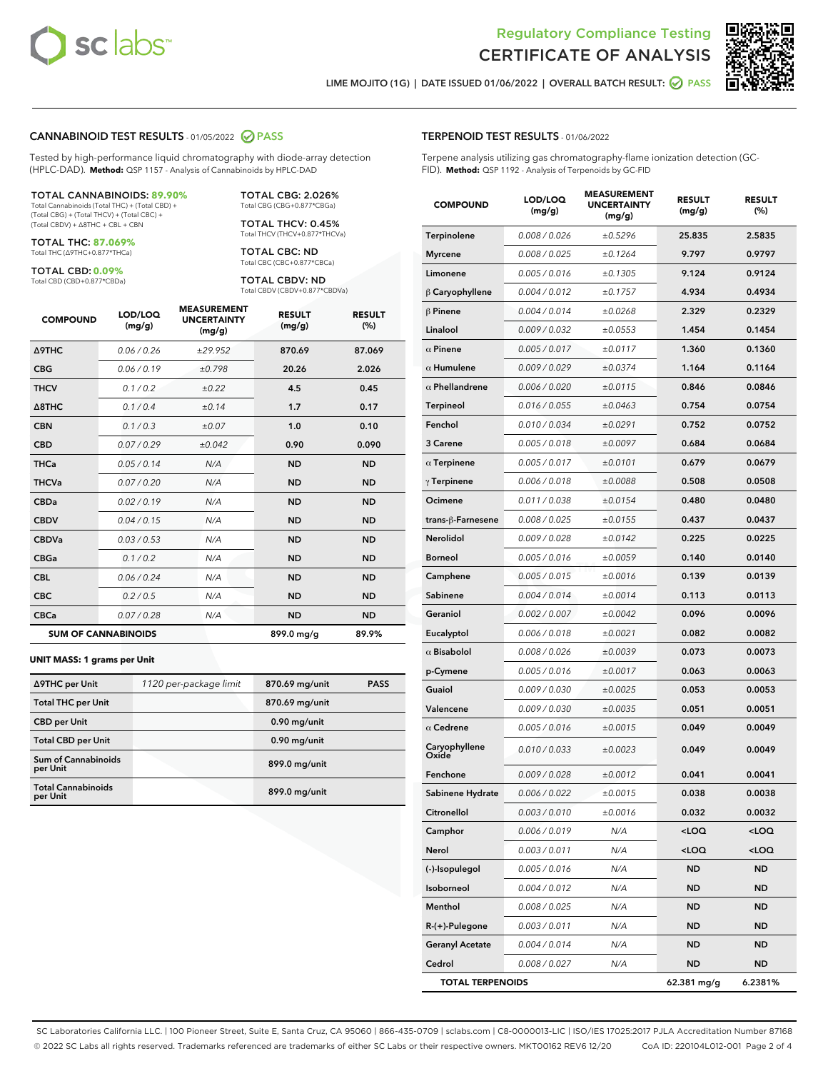Regulatory Compliance Testing
CERTIFICATE OF ANALYSIS

LIME MOJITO (1G) | DATE ISSUED 01/06/2022 | OVERALL BATCH RESULT: PASS

## CANNABINOID TEST RESULTS - 01/05/2022 PASS

Tested by high-performance liquid chromatography with diode-array detection (HPLC-DAD). **Method:** QSP 1157 - Analysis of Cannabinoids by HPLC-DAD

**TOTAL CANNABINOIDS: 89.90%**
Total Cannabinoids (Total THC) + (Total CBD) + (Total CBG) + (Total THCV) + (Total CBC) + (Total CBDV) + Δ8THC + CBL + CBN

**TOTAL THC: 87.069%**
Total THC (Δ9THC+0.877*THCa)

**TOTAL CBD: 0.09%**
Total CBD (CBD+0.877*CBDa)

**TOTAL CBG: 2.026%**
Total CBG (CBG+0.877*CBGa)

**TOTAL THCV: 0.45%**
Total THCV (THCV+0.877*THCVa)

**TOTAL CBC: ND**
Total CBC (CBC+0.877*CBCa)

**TOTAL CBDV: ND**
Total CBDV (CBDV+0.877*CBDVa)

| COMPOUND | LOD/LOQ (mg/g) | MEASUREMENT UNCERTAINTY (mg/g) | RESULT (mg/g) | RESULT (%) |
|---|---|---|---|---|
| Δ9THC | 0.06 / 0.26 | ±29.952 | 870.69 | 87.069 |
| CBG | 0.06 / 0.19 | ±0.798 | 20.26 | 2.026 |
| THCV | 0.1 / 0.2 | ±0.22 | 4.5 | 0.45 |
| Δ8THC | 0.1 / 0.4 | ±0.14 | 1.7 | 0.17 |
| CBN | 0.1 / 0.3 | ±0.07 | 1.0 | 0.10 |
| CBD | 0.07 / 0.29 | ±0.042 | 0.90 | 0.090 |
| THCa | 0.05 / 0.14 | N/A | ND | ND |
| THCVa | 0.07 / 0.20 | N/A | ND | ND |
| CBDa | 0.02 / 0.19 | N/A | ND | ND |
| CBDV | 0.04 / 0.15 | N/A | ND | ND |
| CBDVa | 0.03 / 0.53 | N/A | ND | ND |
| CBGa | 0.1 / 0.2 | N/A | ND | ND |
| CBL | 0.06 / 0.24 | N/A | ND | ND |
| CBC | 0.2 / 0.5 | N/A | ND | ND |
| CBCa | 0.07 / 0.28 | N/A | ND | ND |
| **SUM OF CANNABINOIDS** | | | 899.0 mg/g | 89.9% |

**UNIT MASS: 1 grams per Unit**

| | | | |
|---|---|---|---|
| Δ9THC per Unit | 1120 per-package limit | 870.69 mg/unit | PASS |
| Total THC per Unit | | 870.69 mg/unit | |
| CBD per Unit | | 0.90 mg/unit | |
| Total CBD per Unit | | 0.90 mg/unit | |
| Sum of Cannabinoids per Unit | | 899.0 mg/unit | |
| Total Cannabinoids per Unit | | 899.0 mg/unit | |

## TERPENOID TEST RESULTS - 01/06/2022

Terpene analysis utilizing gas chromatography-flame ionization detection (GC-FID). **Method:** QSP 1192 - Analysis of Terpenoids by GC-FID

| COMPOUND | LOD/LOQ (mg/g) | MEASUREMENT UNCERTAINTY (mg/g) | RESULT (mg/g) | RESULT (%) |
|---|---|---|---|---|
| Terpinolene | 0.008 / 0.026 | ±0.5296 | 25.835 | 2.5835 |
| Myrcene | 0.008 / 0.025 | ±0.1264 | 9.797 | 0.9797 |
| Limonene | 0.005 / 0.016 | ±0.1305 | 9.124 | 0.9124 |
| β Caryophyllene | 0.004 / 0.012 | ±0.1757 | 4.934 | 0.4934 |
| β Pinene | 0.004 / 0.014 | ±0.0268 | 2.329 | 0.2329 |
| Linalool | 0.009 / 0.032 | ±0.0553 | 1.454 | 0.1454 |
| α Pinene | 0.005 / 0.017 | ±0.0117 | 1.360 | 0.1360 |
| α Humulene | 0.009 / 0.029 | ±0.0374 | 1.164 | 0.1164 |
| α Phellandrene | 0.006 / 0.020 | ±0.0115 | 0.846 | 0.0846 |
| Terpineol | 0.016 / 0.055 | ±0.0463 | 0.754 | 0.0754 |
| Fenchol | 0.010 / 0.034 | ±0.0291 | 0.752 | 0.0752 |
| 3 Carene | 0.005 / 0.018 | ±0.0097 | 0.684 | 0.0684 |
| α Terpinene | 0.005 / 0.017 | ±0.0101 | 0.679 | 0.0679 |
| γ Terpinene | 0.006 / 0.018 | ±0.0088 | 0.508 | 0.0508 |
| Ocimene | 0.011 / 0.038 | ±0.0154 | 0.480 | 0.0480 |
| trans-β-Farnesene | 0.008 / 0.025 | ±0.0155 | 0.437 | 0.0437 |
| Nerolidol | 0.009 / 0.028 | ±0.0142 | 0.225 | 0.0225 |
| Borneol | 0.005 / 0.016 | ±0.0059 | 0.140 | 0.0140 |
| Camphene | 0.005 / 0.015 | ±0.0016 | 0.139 | 0.0139 |
| Sabinene | 0.004 / 0.014 | ±0.0014 | 0.113 | 0.0113 |
| Geraniol | 0.002 / 0.007 | ±0.0042 | 0.096 | 0.0096 |
| Eucalyptol | 0.006 / 0.018 | ±0.0021 | 0.082 | 0.0082 |
| α Bisabolol | 0.008 / 0.026 | ±0.0039 | 0.073 | 0.0073 |
| p-Cymene | 0.005 / 0.016 | ±0.0017 | 0.063 | 0.0063 |
| Guaiol | 0.009 / 0.030 | ±0.0025 | 0.053 | 0.0053 |
| Valencene | 0.009 / 0.030 | ±0.0035 | 0.051 | 0.0051 |
| α Cedrene | 0.005 / 0.016 | ±0.0015 | 0.049 | 0.0049 |
| Caryophyllene Oxide | 0.010 / 0.033 | ±0.0023 | 0.049 | 0.0049 |
| Fenchone | 0.009 / 0.028 | ±0.0012 | 0.041 | 0.0041 |
| Sabinene Hydrate | 0.006 / 0.022 | ±0.0015 | 0.038 | 0.0038 |
| Citronellol | 0.003 / 0.010 | ±0.0016 | 0.032 | 0.0032 |
| Camphor | 0.006 / 0.019 | N/A | <LOQ | <LOQ |
| Nerol | 0.003 / 0.011 | N/A | <LOQ | <LOQ |
| (-)-Isopulegol | 0.005 / 0.016 | N/A | ND | ND |
| Isoborneol | 0.004 / 0.012 | N/A | ND | ND |
| Menthol | 0.008 / 0.025 | N/A | ND | ND |
| R-(+)-Pulegone | 0.003 / 0.011 | N/A | ND | ND |
| Geranyl Acetate | 0.004 / 0.014 | N/A | ND | ND |
| Cedrol | 0.008 / 0.027 | N/A | ND | ND |
| **TOTAL TERPENOIDS** | | | 62.381 mg/g | 6.2381% |

SC Laboratories California LLC. | 100 Pioneer Street, Suite E, Santa Cruz, CA 95060 | 866-435-0709 | sclabs.com | C8-0000013-LIC | ISO/IES 17025:2017 PJLA Accreditation Number 87168
© 2022 SC Labs all rights reserved. Trademarks referenced are trademarks of either SC Labs or their respective owners. MKT00162 REV6 12/20 CoA ID: 220104L012-001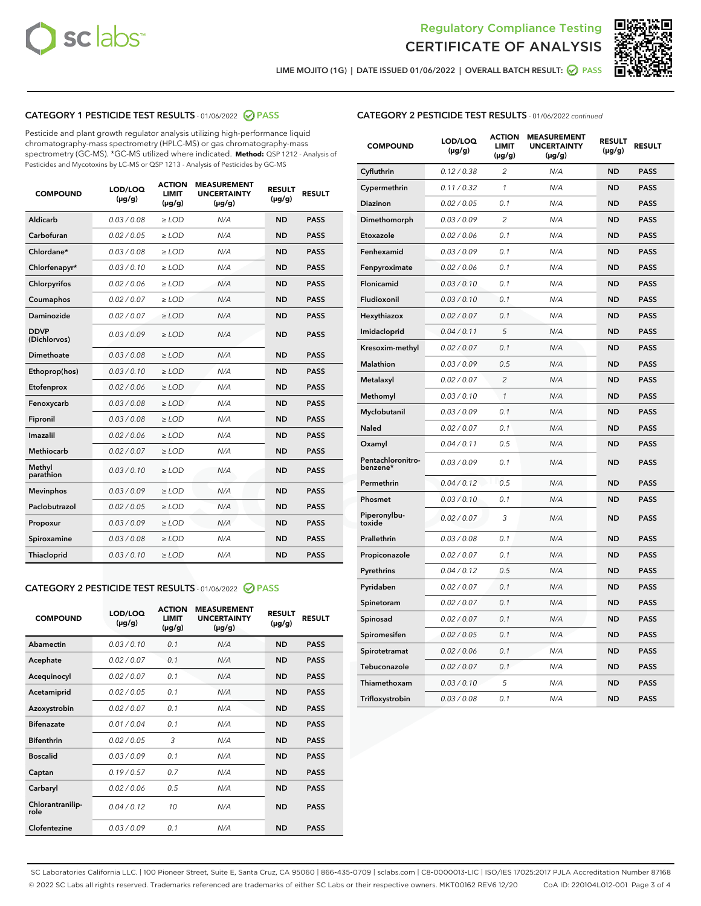Regulatory Compliance Testing

# CERTIFICATE OF ANALYSIS

LIME MOJITO (1G) | DATE ISSUED 01/06/2022 | OVERALL BATCH RESULT: PASS

## CATEGORY 1 PESTICIDE TEST RESULTS - 01/06/2022 PASS

Pesticide and plant growth regulator analysis utilizing high-performance liquid chromatography-mass spectrometry (HPLC-MS) or gas chromatography-mass spectrometry (GC-MS). *GC-MS utilized where indicated. **Method:** QSP 1212 - Analysis of Pesticides and Mycotoxins by LC-MS or QSP 1213 - Analysis of Pesticides by GC-MS

| COMPOUND | LOD/LOQ (µg/g) | ACTION LIMIT (µg/g) | MEASUREMENT UNCERTAINTY (µg/g) | RESULT (µg/g) | RESULT |
|---|---|---|---|---|---|
| Aldicarb | 0.03 / 0.08 | ≥ LOD | N/A | ND | PASS |
| Carbofuran | 0.02 / 0.05 | ≥ LOD | N/A | ND | PASS |
| Chlordane* | 0.03 / 0.08 | ≥ LOD | N/A | ND | PASS |
| Chlorfenapyr* | 0.03 / 0.10 | ≥ LOD | N/A | ND | PASS |
| Chlorpyrifos | 0.02 / 0.06 | ≥ LOD | N/A | ND | PASS |
| Coumaphos | 0.02 / 0.07 | ≥ LOD | N/A | ND | PASS |
| Daminozide | 0.02 / 0.07 | ≥ LOD | N/A | ND | PASS |
| DDVP (Dichlorvos) | 0.03 / 0.09 | ≥ LOD | N/A | ND | PASS |
| Dimethoate | 0.03 / 0.08 | ≥ LOD | N/A | ND | PASS |
| Ethoprop(hos) | 0.03 / 0.10 | ≥ LOD | N/A | ND | PASS |
| Etofenprox | 0.02 / 0.06 | ≥ LOD | N/A | ND | PASS |
| Fenoxycarb | 0.03 / 0.08 | ≥ LOD | N/A | ND | PASS |
| Fipronil | 0.03 / 0.08 | ≥ LOD | N/A | ND | PASS |
| Imazalil | 0.02 / 0.06 | ≥ LOD | N/A | ND | PASS |
| Methiocarb | 0.02 / 0.07 | ≥ LOD | N/A | ND | PASS |
| Methyl parathion | 0.03 / 0.10 | ≥ LOD | N/A | ND | PASS |
| Mevinphos | 0.03 / 0.09 | ≥ LOD | N/A | ND | PASS |
| Paclobutrazol | 0.02 / 0.05 | ≥ LOD | N/A | ND | PASS |
| Propoxur | 0.03 / 0.09 | ≥ LOD | N/A | ND | PASS |
| Spiroxamine | 0.03 / 0.08 | ≥ LOD | N/A | ND | PASS |
| Thiacloprid | 0.03 / 0.10 | ≥ LOD | N/A | ND | PASS |

## CATEGORY 2 PESTICIDE TEST RESULTS - 01/06/2022 PASS

| COMPOUND | LOD/LOQ (µg/g) | ACTION LIMIT (µg/g) | MEASUREMENT UNCERTAINTY (µg/g) | RESULT (µg/g) | RESULT |
|---|---|---|---|---|---|
| Abamectin | 0.03 / 0.10 | 0.1 | N/A | ND | PASS |
| Acephate | 0.02 / 0.07 | 0.1 | N/A | ND | PASS |
| Acequinocyl | 0.02 / 0.07 | 0.1 | N/A | ND | PASS |
| Acetamiprid | 0.02 / 0.05 | 0.1 | N/A | ND | PASS |
| Azoxystrobin | 0.02 / 0.07 | 0.1 | N/A | ND | PASS |
| Bifenazate | 0.01 / 0.04 | 0.1 | N/A | ND | PASS |
| Bifenthrin | 0.02 / 0.05 | 3 | N/A | ND | PASS |
| Boscalid | 0.03 / 0.09 | 0.1 | N/A | ND | PASS |
| Captan | 0.19 / 0.57 | 0.7 | N/A | ND | PASS |
| Carbaryl | 0.02 / 0.06 | 0.5 | N/A | ND | PASS |
| Chlorantraniliprole | 0.04 / 0.12 | 10 | N/A | ND | PASS |
| Clofentezine | 0.03 / 0.09 | 0.1 | N/A | ND | PASS |
| Cyfluthrin | 0.12 / 0.38 | 2 | N/A | ND | PASS |
| Cypermethrin | 0.11 / 0.32 | 1 | N/A | ND | PASS |
| Diazinon | 0.02 / 0.05 | 0.1 | N/A | ND | PASS |
| Dimethomorph | 0.03 / 0.09 | 2 | N/A | ND | PASS |
| Etoxazole | 0.02 / 0.06 | 0.1 | N/A | ND | PASS |
| Fenhexamid | 0.03 / 0.09 | 0.1 | N/A | ND | PASS |
| Fenpyroximate | 0.02 / 0.06 | 0.1 | N/A | ND | PASS |
| Flonicamid | 0.03 / 0.10 | 0.1 | N/A | ND | PASS |
| Fludioxonil | 0.03 / 0.10 | 0.1 | N/A | ND | PASS |
| Hexythiazox | 0.02 / 0.07 | 0.1 | N/A | ND | PASS |
| Imidacloprid | 0.04 / 0.11 | 5 | N/A | ND | PASS |
| Kresoxim-methyl | 0.02 / 0.07 | 0.1 | N/A | ND | PASS |
| Malathion | 0.03 / 0.09 | 0.5 | N/A | ND | PASS |
| Metalaxyl | 0.02 / 0.07 | 2 | N/A | ND | PASS |
| Methomyl | 0.03 / 0.10 | 1 | N/A | ND | PASS |
| Myclobutanil | 0.03 / 0.09 | 0.1 | N/A | ND | PASS |
| Naled | 0.02 / 0.07 | 0.1 | N/A | ND | PASS |
| Oxamyl | 0.04 / 0.11 | 0.5 | N/A | ND | PASS |
| Pentachloronitrobenzene* | 0.03 / 0.09 | 0.1 | N/A | ND | PASS |
| Permethrin | 0.04 / 0.12 | 0.5 | N/A | ND | PASS |
| Phosmet | 0.03 / 0.10 | 0.1 | N/A | ND | PASS |
| Piperonylbutoxide | 0.02 / 0.07 | 3 | N/A | ND | PASS |
| Prallethrin | 0.03 / 0.08 | 0.1 | N/A | ND | PASS |
| Propiconazole | 0.02 / 0.07 | 0.1 | N/A | ND | PASS |
| Pyrethrins | 0.04 / 0.12 | 0.5 | N/A | ND | PASS |
| Pyridaben | 0.02 / 0.07 | 0.1 | N/A | ND | PASS |
| Spinetoram | 0.02 / 0.07 | 0.1 | N/A | ND | PASS |
| Spinosad | 0.02 / 0.07 | 0.1 | N/A | ND | PASS |
| Spiromesifen | 0.02 / 0.05 | 0.1 | N/A | ND | PASS |
| Spirotetramat | 0.02 / 0.06 | 0.1 | N/A | ND | PASS |
| Tebuconazole | 0.02 / 0.07 | 0.1 | N/A | ND | PASS |
| Thiamethoxam | 0.03 / 0.10 | 5 | N/A | ND | PASS |
| Trifloxystrobin | 0.03 / 0.08 | 0.1 | N/A | ND | PASS |

SC Laboratories California LLC. | 100 Pioneer Street, Suite E, Santa Cruz, CA 95060 | 866-435-0709 | sclabs.com | C8-0000013-LIC | ISO/IES 17025:2017 PJLA Accreditation Number 87168
© 2022 SC Labs all rights reserved. Trademarks referenced are trademarks of either SC Labs or their respective owners. MKT00162 REV6 12/20 CoA ID: 220104L012-001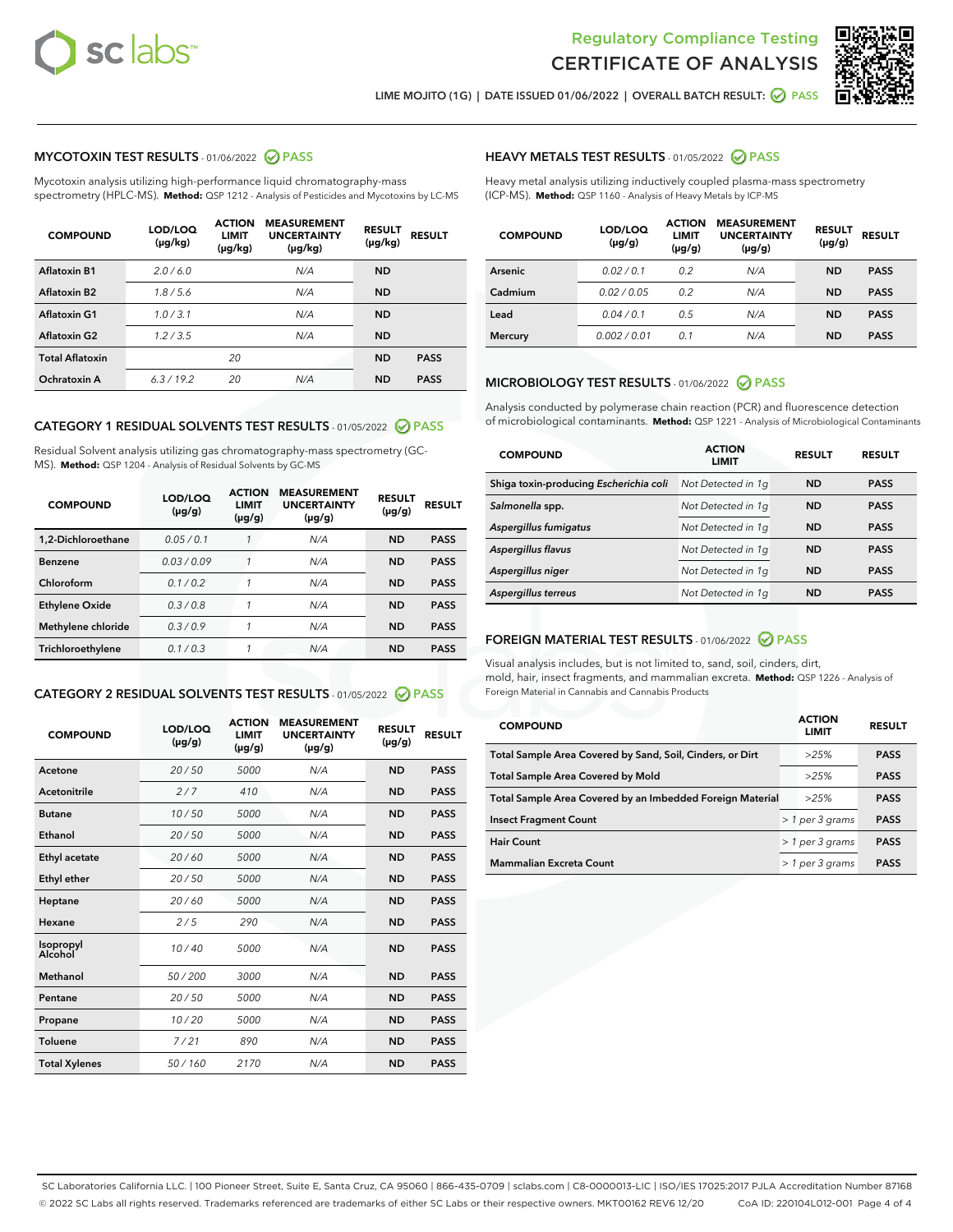Regulatory Compliance Testing
# CERTIFICATE OF ANALYSIS

LIME MOJITO (1G) | DATE ISSUED 01/06/2022 | OVERALL BATCH RESULT: PASS

## MYCOTOXIN TEST RESULTS - 01/06/2022 PASS

Mycotoxin analysis utilizing high-performance liquid chromatography-mass spectrometry (HPLC-MS). **Method:** QSP 1212 - Analysis of Pesticides and Mycotoxins by LC-MS

| COMPOUND | LOD/LOQ (µg/kg) | ACTION LIMIT (µg/kg) | MEASUREMENT UNCERTAINTY (µg/kg) | RESULT (µg/kg) | RESULT |
|---|---|---|---|---|---|
| Aflatoxin B1 | 2.0 / 6.0 | | N/A | ND | |
| Aflatoxin B2 | 1.8 / 5.6 | | N/A | ND | |
| Aflatoxin G1 | 1.0 / 3.1 | | N/A | ND | |
| Aflatoxin G2 | 1.2 / 3.5 | | N/A | ND | |
| Total Aflatoxin | | 20 | | ND | PASS |
| Ochratoxin A | 6.3 / 19.2 | 20 | N/A | ND | PASS |

## CATEGORY 1 RESIDUAL SOLVENTS TEST RESULTS - 01/05/2022 PASS

Residual Solvent analysis utilizing gas chromatography-mass spectrometry (GC-MS). **Method:** QSP 1204 - Analysis of Residual Solvents by GC-MS

| COMPOUND | LOD/LOQ (µg/g) | ACTION LIMIT (µg/g) | MEASUREMENT UNCERTAINTY (µg/g) | RESULT (µg/g) | RESULT |
|---|---|---|---|---|---|
| 1,2-Dichloroethane | 0.05 / 0.1 | 1 | N/A | ND | PASS |
| Benzene | 0.03 / 0.09 | 1 | N/A | ND | PASS |
| Chloroform | 0.1 / 0.2 | 1 | N/A | ND | PASS |
| Ethylene Oxide | 0.3 / 0.8 | 1 | N/A | ND | PASS |
| Methylene chloride | 0.3 / 0.9 | 1 | N/A | ND | PASS |
| Trichloroethylene | 0.1 / 0.3 | 1 | N/A | ND | PASS |

## CATEGORY 2 RESIDUAL SOLVENTS TEST RESULTS - 01/05/2022 PASS

| COMPOUND | LOD/LOQ (µg/g) | ACTION LIMIT (µg/g) | MEASUREMENT UNCERTAINTY (µg/g) | RESULT (µg/g) | RESULT |
|---|---|---|---|---|---|
| Acetone | 20 / 50 | 5000 | N/A | ND | PASS |
| Acetonitrile | 2 / 7 | 410 | N/A | ND | PASS |
| Butane | 10 / 50 | 5000 | N/A | ND | PASS |
| Ethanol | 20 / 50 | 5000 | N/A | ND | PASS |
| Ethyl acetate | 20 / 60 | 5000 | N/A | ND | PASS |
| Ethyl ether | 20 / 50 | 5000 | N/A | ND | PASS |
| Heptane | 20 / 60 | 5000 | N/A | ND | PASS |
| Hexane | 2 / 5 | 290 | N/A | ND | PASS |
| Isopropyl Alcohol | 10 / 40 | 5000 | N/A | ND | PASS |
| Methanol | 50 / 200 | 3000 | N/A | ND | PASS |
| Pentane | 20 / 50 | 5000 | N/A | ND | PASS |
| Propane | 10 / 20 | 5000 | N/A | ND | PASS |
| Toluene | 7 / 21 | 890 | N/A | ND | PASS |
| Total Xylenes | 50 / 160 | 2170 | N/A | ND | PASS |

## HEAVY METALS TEST RESULTS - 01/05/2022 PASS

Heavy metal analysis utilizing inductively coupled plasma-mass spectrometry (ICP-MS). **Method:** QSP 1160 - Analysis of Heavy Metals by ICP-MS

| COMPOUND | LOD/LOQ (µg/g) | ACTION LIMIT (µg/g) | MEASUREMENT UNCERTAINTY (µg/g) | RESULT (µg/g) | RESULT |
|---|---|---|---|---|---|
| Arsenic | 0.02 / 0.1 | 0.2 | N/A | ND | PASS |
| Cadmium | 0.02 / 0.05 | 0.2 | N/A | ND | PASS |
| Lead | 0.04 / 0.1 | 0.5 | N/A | ND | PASS |
| Mercury | 0.002 / 0.01 | 0.1 | N/A | ND | PASS |

## MICROBIOLOGY TEST RESULTS - 01/06/2022 PASS

Analysis conducted by polymerase chain reaction (PCR) and fluorescence detection of microbiological contaminants. **Method:** QSP 1221 - Analysis of Microbiological Contaminants

| COMPOUND | ACTION LIMIT | RESULT | RESULT |
|---|---|---|---|
| Shiga toxin-producing *Escherichia coli* | Not Detected in 1g | ND | PASS |
| *Salmonella* spp. | Not Detected in 1g | ND | PASS |
| *Aspergillus fumigatus* | Not Detected in 1g | ND | PASS |
| *Aspergillus flavus* | Not Detected in 1g | ND | PASS |
| *Aspergillus niger* | Not Detected in 1g | ND | PASS |
| *Aspergillus terreus* | Not Detected in 1g | ND | PASS |

## FOREIGN MATERIAL TEST RESULTS - 01/06/2022 PASS

Visual analysis includes, but is not limited to, sand, soil, cinders, dirt, mold, hair, insect fragments, and mammalian excreta. **Method:** QSP 1226 - Analysis of Foreign Material in Cannabis and Cannabis Products

| COMPOUND | ACTION LIMIT | RESULT |
|---|---|---|
| Total Sample Area Covered by Sand, Soil, Cinders, or Dirt | >25% | PASS |
| Total Sample Area Covered by Mold | >25% | PASS |
| Total Sample Area Covered by an Imbedded Foreign Material | >25% | PASS |
| Insect Fragment Count | > 1 per 3 grams | PASS |
| Hair Count | > 1 per 3 grams | PASS |
| Mammalian Excreta Count | > 1 per 3 grams | PASS |

SC Laboratories California LLC. | 100 Pioneer Street, Suite E, Santa Cruz, CA 95060 | 866-435-0709 | sclabs.com | C8-0000013-LIC | ISO/IES 17025:2017 PJLA Accreditation Number 87168
© 2022 SC Labs all rights reserved. Trademarks referenced are trademarks of either SC Labs or their respective owners. MKT00162 REV6 12/20 CoA ID: 220104L012-001